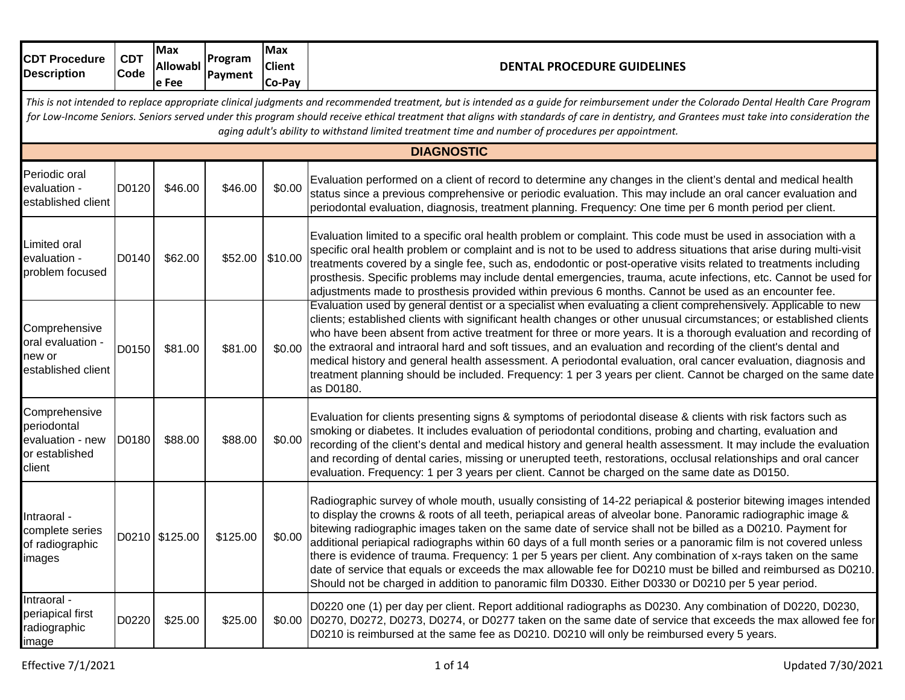| CDT Procedure Description | CDT Code | Max Allowable Fee | Program Payment | Max Client Co-Pay | DENTAL PROCEDURE GUIDELINES |
|---|---|---|---|---|---|
| *This is not intended to replace appropriate clinical judgments and recommended treatment, but is intended as a guide for reimbursement under the Colorado Dental Health Care Program for Low-Income Seniors. Seniors served under this program should receive ethical treatment that aligns with standards of care in dentistry, and Grantees must take into consideration the aging adult's ability to withstand limited treatment time and number of procedures per appointment.* | | | | | |
| **DIAGNOSTIC** | | | | | |
| Periodic oral evaluation - established client | D0120 | $46.00 | $46.00 | $0.00 | Evaluation performed on a client of record to determine any changes in the client's dental and medical health status since a previous comprehensive or periodic evaluation. This may include an oral cancer evaluation and periodontal evaluation, diagnosis, treatment planning. Frequency: One time per 6 month period per client. |
| Limited oral evaluation - problem focused | D0140 | $62.00 | $52.00 | $10.00 | Evaluation limited to a specific oral health problem or complaint. This code must be used in association with a specific oral health problem or complaint and is not to be used to address situations that arise during multi-visit treatments covered by a single fee, such as, endodontic or post-operative visits related to treatments including prosthesis. Specific problems may include dental emergencies, trauma, acute infections, etc. Cannot be used for adjustments made to prosthesis provided within previous 6 months. Cannot be used as an encounter fee. |
| Comprehensive oral evaluation - new or established client | D0150 | $81.00 | $81.00 | $0.00 | Evaluation used by general dentist or a specialist when evaluating a client comprehensively. Applicable to new clients; established clients with significant health changes or other unusual circumstances; or established clients who have been absent from active treatment for three or more years. It is a thorough evaluation and recording of the extraoral and intraoral hard and soft tissues, and an evaluation and recording of the client's dental and medical history and general health assessment. A periodontal evaluation, oral cancer evaluation, diagnosis and treatment planning should be included. Frequency: 1 per 3 years per client. Cannot be charged on the same date as D0180. |
| Comprehensive periodontal evaluation - new or established client | D0180 | $88.00 | $88.00 | $0.00 | Evaluation for clients presenting signs & symptoms of periodontal disease & clients with risk factors such as smoking or diabetes. It includes evaluation of periodontal conditions, probing and charting, evaluation and recording of the client's dental and medical history and general health assessment. It may include the evaluation and recording of dental caries, missing or unerupted teeth, restorations, occlusal relationships and oral cancer evaluation. Frequency: 1 per 3 years per client. Cannot be charged on the same date as D0150. |
| Intraoral - complete series of radiographic images | D0210 | $125.00 | $125.00 | $0.00 | Radiographic survey of whole mouth, usually consisting of 14-22 periapical & posterior bitewing images intended to display the crowns & roots of all teeth, periapical areas of alveolar bone. Panoramic radiographic image & bitewing radiographic images taken on the same date of service shall not be billed as a D0210. Payment for additional periapical radiographs within 60 days of a full month series or a panoramic film is not covered unless there is evidence of trauma. Frequency: 1 per 5 years per client. Any combination of x-rays taken on the same date of service that equals or exceeds the max allowable fee for D0210 must be billed and reimbursed as D0210. Should not be charged in addition to panoramic film D0330. Either D0330 or D0210 per 5 year period. |
| Intraoral - periapical first radiographic image | D0220 | $25.00 | $25.00 | $0.00 | D0220 one (1) per day per client. Report additional radiographs as D0230. Any combination of D0220, D0230, D0270, D0272, D0273, D0274, or D0277 taken on the same date of service that exceeds the max allowed fee for D0210 is reimbursed at the same fee as D0210. D0210 will only be reimbursed every 5 years. |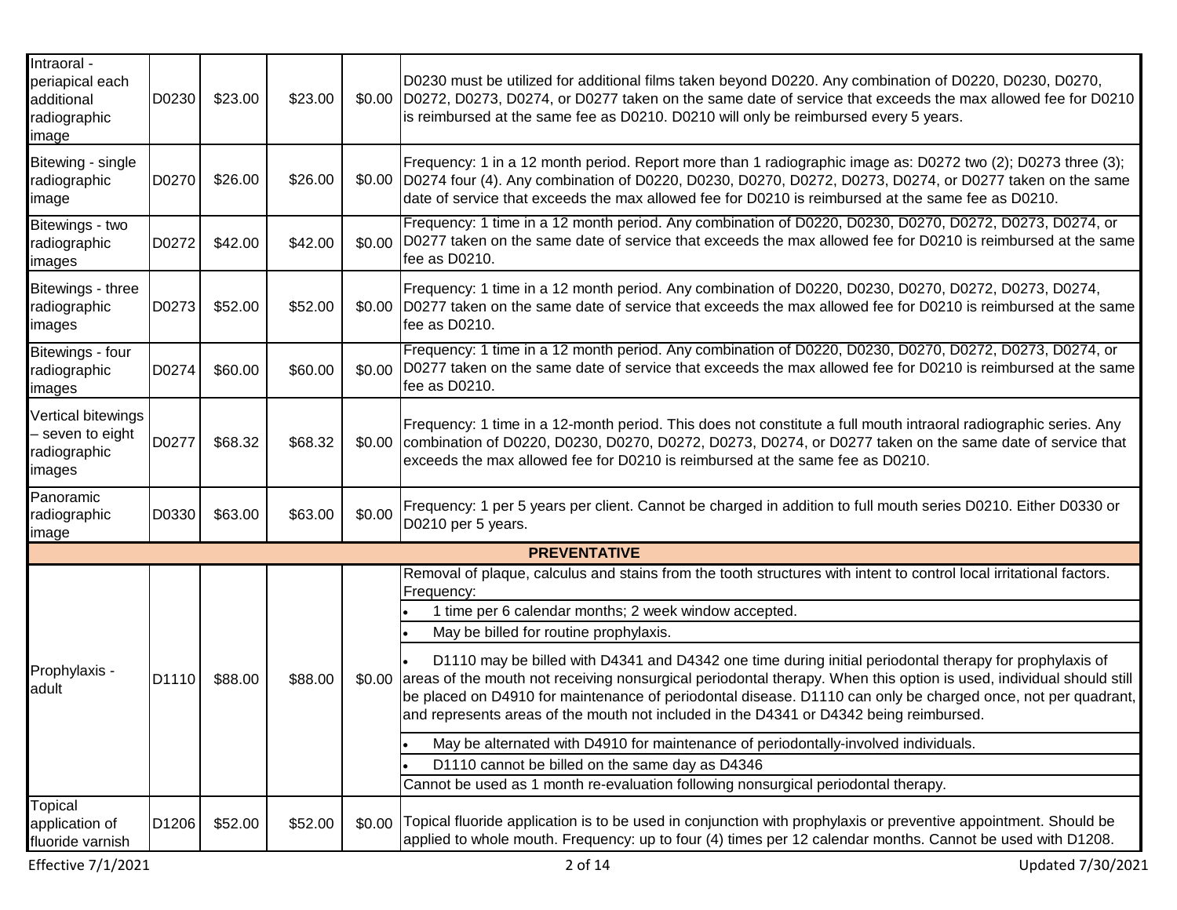| | | | | | |
|---|---|---|---|---|---|
| Intraoral - periapical each additional radiographic image | D0230 | $23.00 | $23.00 | $0.00 | D0230 must be utilized for additional films taken beyond D0220. Any combination of D0220, D0230, D0270, D0272, D0273, D0274, or D0277 taken on the same date of service that exceeds the max allowed fee for D0210 is reimbursed at the same fee as D0210. D0210 will only be reimbursed every 5 years. |
| Bitewing - single radiographic image | D0270 | $26.00 | $26.00 | $0.00 | Frequency: 1 in a 12 month period. Report more than 1 radiographic image as: D0272 two (2); D0273 three (3); D0274 four (4). Any combination of D0220, D0230, D0270, D0272, D0273, D0274, or D0277 taken on the same date of service that exceeds the max allowed fee for D0210 is reimbursed at the same fee as D0210. |
| Bitewings - two radiographic images | D0272 | $42.00 | $42.00 | $0.00 | Frequency: 1 time in a 12 month period. Any combination of D0220, D0230, D0270, D0272, D0273, D0274, or D0277 taken on the same date of service that exceeds the max allowed fee for D0210 is reimbursed at the same fee as D0210. |
| Bitewings - three radiographic images | D0273 | $52.00 | $52.00 | $0.00 | Frequency: 1 time in a 12 month period. Any combination of D0220, D0230, D0270, D0272, D0273, D0274, D0277 taken on the same date of service that exceeds the max allowed fee for D0210 is reimbursed at the same fee as D0210. |
| Bitewings - four radiographic images | D0274 | $60.00 | $60.00 | $0.00 | Frequency: 1 time in a 12 month period. Any combination of D0220, D0230, D0270, D0272, D0273, D0274, or D0277 taken on the same date of service that exceeds the max allowed fee for D0210 is reimbursed at the same fee as D0210. |
| Vertical bitewings – seven to eight radiographic images | D0277 | $68.32 | $68.32 | $0.00 | Frequency: 1 time in a 12-month period. This does not constitute a full mouth intraoral radiographic series. Any combination of D0220, D0230, D0270, D0272, D0273, D0274, or D0277 taken on the same date of service that exceeds the max allowed fee for D0210 is reimbursed at the same fee as D0210. |
| Panoramic radiographic image | D0330 | $63.00 | $63.00 | $0.00 | Frequency: 1 per 5 years per client. Cannot be charged in addition to full mouth series D0210. Either D0330 or D0210 per 5 years. |
| **PREVENTATIVE** | | | | | |
| Prophylaxis - adult | D1110 | $88.00 | $88.00 | $0.00 | Removal of plaque, calculus and stains from the tooth structures with intent to control local irritational factors. Frequency:<br>• 1 time per 6 calendar months; 2 week window accepted.<br>• May be billed for routine prophylaxis.<br>• D1110 may be billed with D4341 and D4342 one time during initial periodontal therapy for prophylaxis of areas of the mouth not receiving nonsurgical periodontal therapy. When this option is used, individual should still be placed on D4910 for maintenance of periodontal disease. D1110 can only be charged once, not per quadrant, and represents areas of the mouth not included in the D4341 or D4342 being reimbursed.<br>• May be alternated with D4910 for maintenance of periodontally-involved individuals.<br>• D1110 cannot be billed on the same day as D4346<br>Cannot be used as 1 month re-evaluation following nonsurgical periodontal therapy. |
| Topical application of fluoride varnish | D1206 | $52.00 | $52.00 | $0.00 | Topical fluoride application is to be used in conjunction with prophylaxis or preventive appointment. Should be applied to whole mouth. Frequency: up to four (4) times per 12 calendar months. Cannot be used with D1208. |

Effective 7/1/2021

Updated 7/30/2021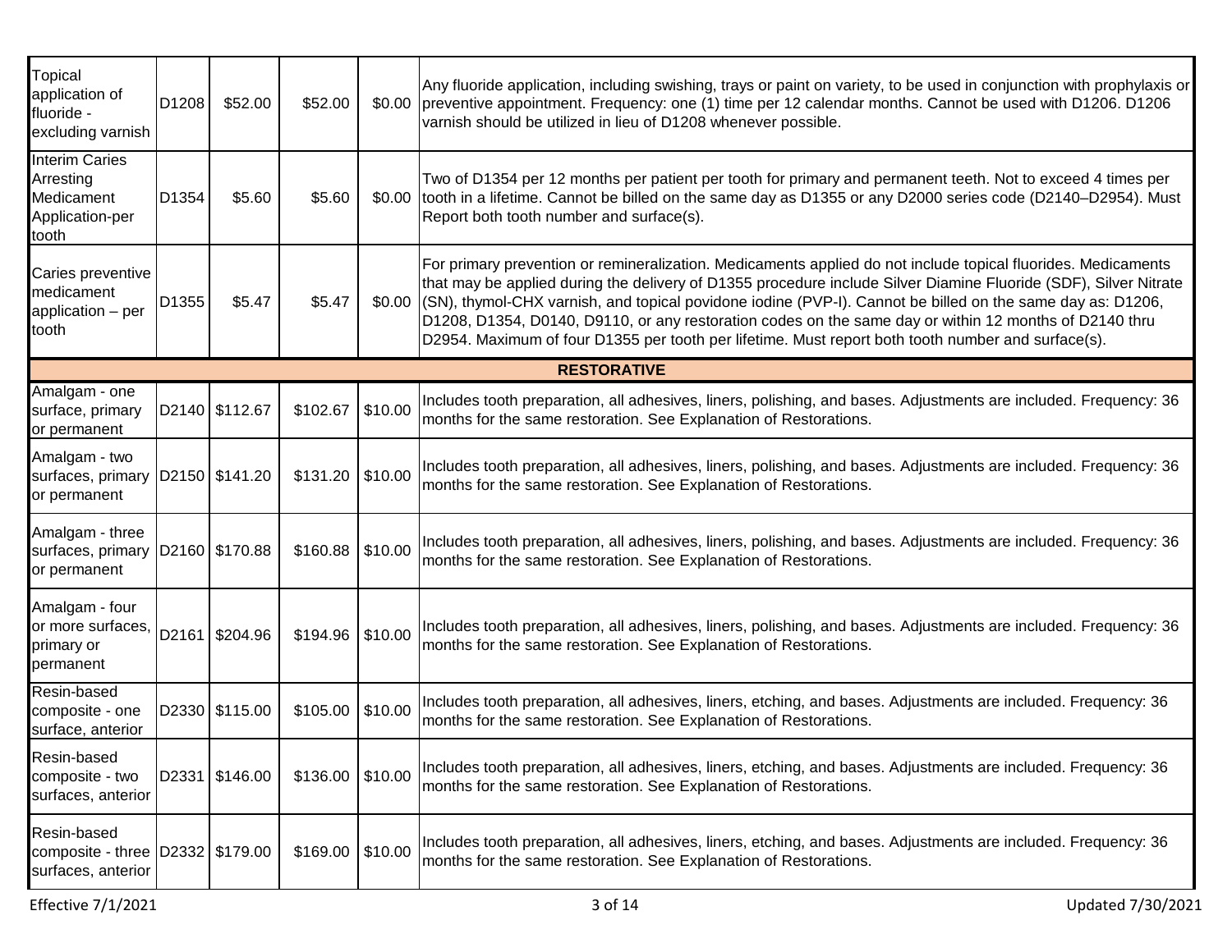| | | | | | |
|---|---|---|---|---|---|
| Topical application of fluoride - excluding varnish | D1208 | $52.00 | $52.00 | $0.00 | Any fluoride application, including swishing, trays or paint on variety, to be used in conjunction with prophylaxis or preventive appointment. Frequency: one (1) time per 12 calendar months. Cannot be used with D1206. D1206 varnish should be utilized in lieu of D1208 whenever possible. |
| Interim Caries Arresting Medicament Application-per tooth | D1354 | $5.60 | $5.60 | $0.00 | Two of D1354 per 12 months per patient per tooth for primary and permanent teeth. Not to exceed 4 times per tooth in a lifetime. Cannot be billed on the same day as D1355 or any D2000 series code (D2140–D2954). Must Report both tooth number and surface(s). |
| Caries preventive medicament application – per tooth | D1355 | $5.47 | $5.47 | $0.00 | For primary prevention or remineralization. Medicaments applied do not include topical fluorides. Medicaments that may be applied during the delivery of D1355 procedure include Silver Diamine Fluoride (SDF), Silver Nitrate (SN), thymol-CHX varnish, and topical povidone iodine (PVP-I). Cannot be billed on the same day as: D1206, D1208, D1354, D0140, D9110, or any restoration codes on the same day or within 12 months of D2140 thru D2954. Maximum of four D1355 per tooth per lifetime. Must report both tooth number and surface(s). |
| **RESTORATIVE** | | | | | |
| Amalgam - one surface, primary or permanent | D2140 | $112.67 | $102.67 | $10.00 | Includes tooth preparation, all adhesives, liners, polishing, and bases. Adjustments are included. Frequency: 36 months for the same restoration. See Explanation of Restorations. |
| Amalgam - two surfaces, primary or permanent | D2150 | $141.20 | $131.20 | $10.00 | Includes tooth preparation, all adhesives, liners, polishing, and bases. Adjustments are included. Frequency: 36 months for the same restoration. See Explanation of Restorations. |
| Amalgam - three surfaces, primary or permanent | D2160 | $170.88 | $160.88 | $10.00 | Includes tooth preparation, all adhesives, liners, polishing, and bases. Adjustments are included. Frequency: 36 months for the same restoration. See Explanation of Restorations. |
| Amalgam - four or more surfaces, primary or permanent | D2161 | $204.96 | $194.96 | $10.00 | Includes tooth preparation, all adhesives, liners, polishing, and bases. Adjustments are included. Frequency: 36 months for the same restoration. See Explanation of Restorations. |
| Resin-based composite - one surface, anterior | D2330 | $115.00 | $105.00 | $10.00 | Includes tooth preparation, all adhesives, liners, etching, and bases. Adjustments are included. Frequency: 36 months for the same restoration. See Explanation of Restorations. |
| Resin-based composite - two surfaces, anterior | D2331 | $146.00 | $136.00 | $10.00 | Includes tooth preparation, all adhesives, liners, etching, and bases. Adjustments are included. Frequency: 36 months for the same restoration. See Explanation of Restorations. |
| Resin-based composite - three surfaces, anterior | D2332 | $179.00 | $169.00 | $10.00 | Includes tooth preparation, all adhesives, liners, etching, and bases. Adjustments are included. Frequency: 36 months for the same restoration. See Explanation of Restorations. |

Effective 7/1/2021 | Updated 7/30/2021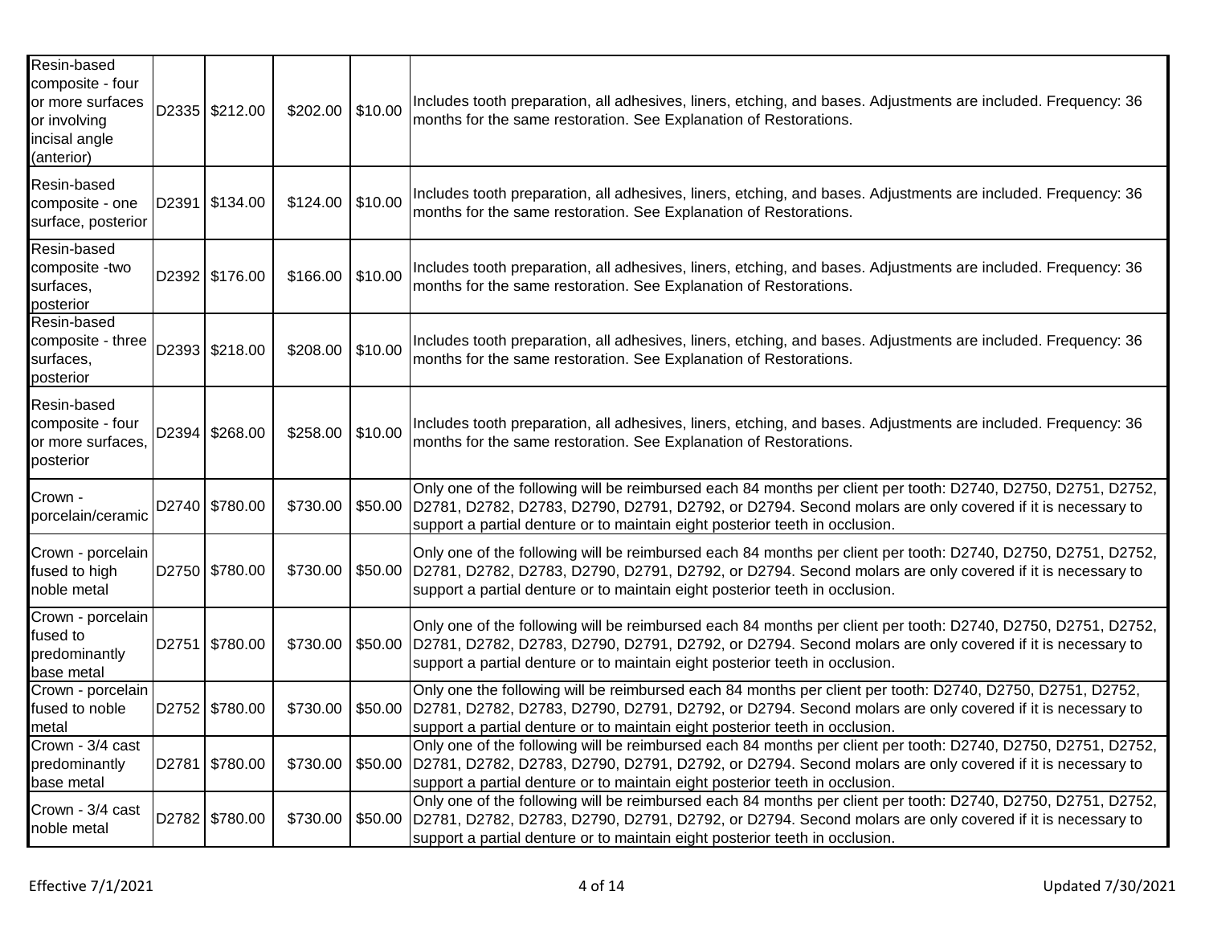| Resin-based composite - four or more surfaces or involving incisal angle (anterior) | D2335 | $212.00 | $202.00 | $10.00 | Includes tooth preparation, all adhesives, liners, etching, and bases. Adjustments are included. Frequency: 36 months for the same restoration. See Explanation of Restorations. |
|---|---|---|---|---|---|
| Resin-based composite - one surface, posterior | D2391 | $134.00 | $124.00 | $10.00 | Includes tooth preparation, all adhesives, liners, etching, and bases. Adjustments are included. Frequency: 36 months for the same restoration. See Explanation of Restorations. |
| Resin-based composite -two surfaces, posterior | D2392 | $176.00 | $166.00 | $10.00 | Includes tooth preparation, all adhesives, liners, etching, and bases. Adjustments are included. Frequency: 36 months for the same restoration. See Explanation of Restorations. |
| Resin-based composite - three surfaces, posterior | D2393 | $218.00 | $208.00 | $10.00 | Includes tooth preparation, all adhesives, liners, etching, and bases. Adjustments are included. Frequency: 36 months for the same restoration. See Explanation of Restorations. |
| Resin-based composite - four or more surfaces, posterior | D2394 | $268.00 | $258.00 | $10.00 | Includes tooth preparation, all adhesives, liners, etching, and bases. Adjustments are included. Frequency: 36 months for the same restoration. See Explanation of Restorations. |
| Crown - porcelain/ceramic | D2740 | $780.00 | $730.00 | $50.00 | Only one of the following will be reimbursed each 84 months per client per tooth: D2740, D2750, D2751, D2752, D2781, D2782, D2783, D2790, D2791, D2792, or D2794. Second molars are only covered if it is necessary to support a partial denture or to maintain eight posterior teeth in occlusion. |
| Crown - porcelain fused to high noble metal | D2750 | $780.00 | $730.00 | $50.00 | Only one of the following will be reimbursed each 84 months per client per tooth: D2740, D2750, D2751, D2752, D2781, D2782, D2783, D2790, D2791, D2792, or D2794. Second molars are only covered if it is necessary to support a partial denture or to maintain eight posterior teeth in occlusion. |
| Crown - porcelain fused to predominantly base metal | D2751 | $780.00 | $730.00 | $50.00 | Only one of the following will be reimbursed each 84 months per client per tooth: D2740, D2750, D2751, D2752, D2781, D2782, D2783, D2790, D2791, D2792, or D2794. Second molars are only covered if it is necessary to support a partial denture or to maintain eight posterior teeth in occlusion. |
| Crown - porcelain fused to noble metal | D2752 | $780.00 | $730.00 | $50.00 | Only one the following will be reimbursed each 84 months per client per tooth: D2740, D2750, D2751, D2752, D2781, D2782, D2783, D2790, D2791, D2792, or D2794. Second molars are only covered if it is necessary to support a partial denture or to maintain eight posterior teeth in occlusion. |
| Crown - 3/4 cast predominantly base metal | D2781 | $780.00 | $730.00 | $50.00 | Only one of the following will be reimbursed each 84 months per client per tooth: D2740, D2750, D2751, D2752, D2781, D2782, D2783, D2790, D2791, D2792, or D2794. Second molars are only covered if it is necessary to support a partial denture or to maintain eight posterior teeth in occlusion. |
| Crown - 3/4 cast noble metal | D2782 | $780.00 | $730.00 | $50.00 | Only one of the following will be reimbursed each 84 months per client per tooth: D2740, D2750, D2751, D2752, D2781, D2782, D2783, D2790, D2791, D2792, or D2794. Second molars are only covered if it is necessary to support a partial denture or to maintain eight posterior teeth in occlusion. |

Effective 7/1/2021

Updated 7/30/2021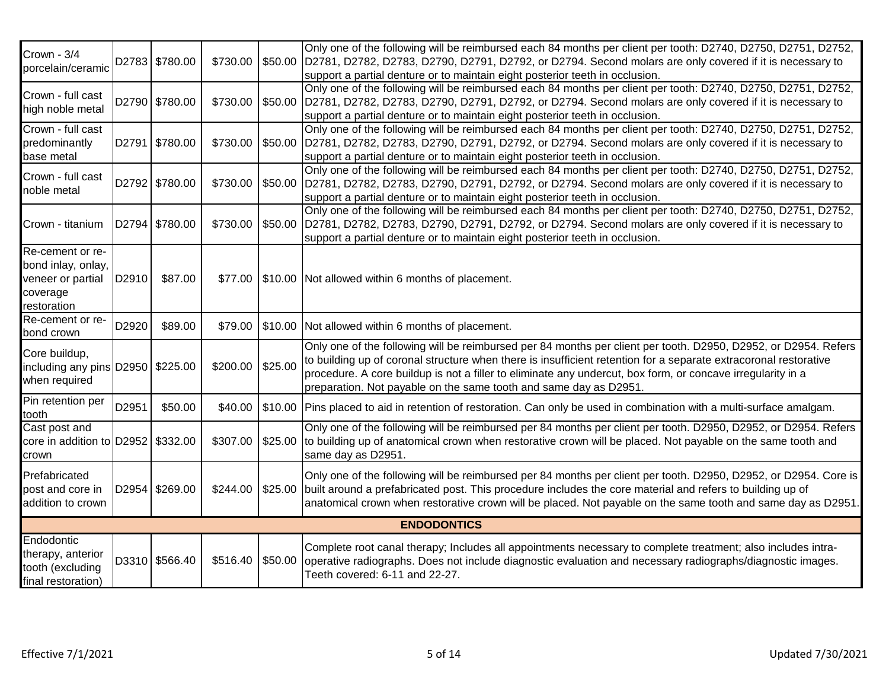| | | | | | |
|---|---|---|---|---|---|
| Crown - 3/4 porcelain/ceramic | D2783 | $780.00 | $730.00 | $50.00 | Only one of the following will be reimbursed each 84 months per client per tooth: D2740, D2750, D2751, D2752, D2781, D2782, D2783, D2790, D2791, D2792, or D2794. Second molars are only covered if it is necessary to support a partial denture or to maintain eight posterior teeth in occlusion. |
| Crown - full cast high noble metal | D2790 | $780.00 | $730.00 | $50.00 | Only one of the following will be reimbursed each 84 months per client per tooth: D2740, D2750, D2751, D2752, D2781, D2782, D2783, D2790, D2791, D2792, or D2794. Second molars are only covered if it is necessary to support a partial denture or to maintain eight posterior teeth in occlusion. |
| Crown - full cast predominantly base metal | D2791 | $780.00 | $730.00 | $50.00 | Only one of the following will be reimbursed each 84 months per client per tooth: D2740, D2750, D2751, D2752, D2781, D2782, D2783, D2790, D2791, D2792, or D2794. Second molars are only covered if it is necessary to support a partial denture or to maintain eight posterior teeth in occlusion. |
| Crown - full cast noble metal | D2792 | $780.00 | $730.00 | $50.00 | Only one of the following will be reimbursed each 84 months per client per tooth: D2740, D2750, D2751, D2752, D2781, D2782, D2783, D2790, D2791, D2792, or D2794. Second molars are only covered if it is necessary to support a partial denture or to maintain eight posterior teeth in occlusion. |
| Crown - titanium | D2794 | $780.00 | $730.00 | $50.00 | Only one of the following will be reimbursed each 84 months per client per tooth: D2740, D2750, D2751, D2752, D2781, D2782, D2783, D2790, D2791, D2792, or D2794. Second molars are only covered if it is necessary to support a partial denture or to maintain eight posterior teeth in occlusion. |
| Re-cement or re-bond inlay, onlay, veneer or partial coverage restoration | D2910 | $87.00 | $77.00 | $10.00 | Not allowed within 6 months of placement. |
| Re-cement or re-bond crown | D2920 | $89.00 | $79.00 | $10.00 | Not allowed within 6 months of placement. |
| Core buildup, including any pins when required | D2950 | $225.00 | $200.00 | $25.00 | Only one of the following will be reimbursed per 84 months per client per tooth. D2950, D2952, or D2954. Refers to building up of coronal structure when there is insufficient retention for a separate extracoronal restorative procedure. A core buildup is not a filler to eliminate any undercut, box form, or concave irregularity in a preparation. Not payable on the same tooth and same day as D2951. |
| Pin retention per tooth | D2951 | $50.00 | $40.00 | $10.00 | Pins placed to aid in retention of restoration. Can only be used in combination with a multi-surface amalgam. |
| Cast post and core in addition to crown | D2952 | $332.00 | $307.00 | $25.00 | Only one of the following will be reimbursed per 84 months per client per tooth. D2950, D2952, or D2954. Refers to building up of anatomical crown when restorative crown will be placed. Not payable on the same tooth and same day as D2951. |
| Prefabricated post and core in addition to crown | D2954 | $269.00 | $244.00 | $25.00 | Only one of the following will be reimbursed per 84 months per client per tooth. D2950, D2952, or D2954. Core is built around a prefabricated post. This procedure includes the core material and refers to building up of anatomical crown when restorative crown will be placed. Not payable on the same tooth and same day as D2951. |
| **ENDODONTICS** | | | | | |
| Endodontic therapy, anterior tooth (excluding final restoration) | D3310 | $566.40 | $516.40 | $50.00 | Complete root canal therapy; Includes all appointments necessary to complete treatment; also includes intra-operative radiographs. Does not include diagnostic evaluation and necessary radiographs/diagnostic images. Teeth covered: 6-11 and 22-27. |

Effective 7/1/2021

Updated 7/30/2021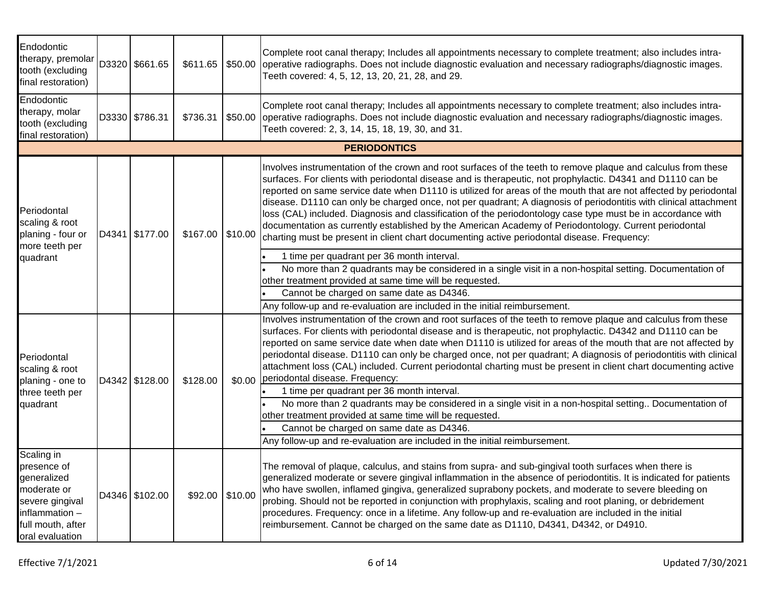| | | | | | |
|---|---|---|---|---|---|
| Endodontic therapy, premolar tooth (excluding final restoration) | D3320 | $661.65 | $611.65 | $50.00 | Complete root canal therapy; Includes all appointments necessary to complete treatment; also includes intra-operative radiographs. Does not include diagnostic evaluation and necessary radiographs/diagnostic images. Teeth covered: 4, 5, 12, 13, 20, 21, 28, and 29. |
| Endodontic therapy, molar tooth (excluding final restoration) | D3330 | $786.31 | $736.31 | $50.00 | Complete root canal therapy; Includes all appointments necessary to complete treatment; also includes intra-operative radiographs. Does not include diagnostic evaluation and necessary radiographs/diagnostic images. Teeth covered: 2, 3, 14, 15, 18, 19, 30, and 31. |
| **PERIODONTICS** | | | | | |
| Periodontal scaling & root planing - four or more teeth per quadrant | D4341 | $177.00 | $167.00 | $10.00 | Involves instrumentation of the crown and root surfaces of the teeth to remove plaque and calculus from these surfaces. For clients with periodontal disease and is therapeutic, not prophylactic. D4341 and D1110 can be reported on same service date when D1110 is utilized for areas of the mouth that are not affected by periodontal disease. D1110 can only be charged once, not per quadrant; A diagnosis of periodontitis with clinical attachment loss (CAL) included. Diagnosis and classification of the periodontology case type must be in accordance with documentation as currently established by the American Academy of Periodontology. Current periodontal charting must be present in client chart documenting active periodontal disease. Frequency:<br>• 1 time per quadrant per 36 month interval.<br>• No more than 2 quadrants may be considered in a single visit in a non-hospital setting. Documentation of other treatment provided at same time will be requested.<br>• Cannot be charged on same date as D4346.<br>Any follow-up and re-evaluation are included in the initial reimbursement. |
| Periodontal scaling & root planing - one to three teeth per quadrant | D4342 | $128.00 | $128.00 | $0.00 | Involves instrumentation of the crown and root surfaces of the teeth to remove plaque and calculus from these surfaces. For clients with periodontal disease and is therapeutic, not prophylactic. D4342 and D1110 can be reported on same service date when date when D1110 is utilized for areas of the mouth that are not affected by periodontal disease. D1110 can only be charged once, not per quadrant; A diagnosis of periodontitis with clinical attachment loss (CAL) included. Current periodontal charting must be present in client chart documenting active periodontal disease. Frequency:<br>• 1 time per quadrant per 36 month interval.<br>• No more than 2 quadrants may be considered in a single visit in a non-hospital setting.. Documentation of other treatment provided at same time will be requested.<br>• Cannot be charged on same date as D4346.<br>Any follow-up and re-evaluation are included in the initial reimbursement. |
| Scaling in presence of generalized moderate or severe gingival inflammation – full mouth, after oral evaluation | D4346 | $102.00 | $92.00 | $10.00 | The removal of plaque, calculus, and stains from supra- and sub-gingival tooth surfaces when there is generalized moderate or severe gingival inflammation in the absence of periodontitis. It is indicated for patients who have swollen, inflamed gingiva, generalized suprabony pockets, and moderate to severe bleeding on probing. Should not be reported in conjunction with prophylaxis, scaling and root planing, or debridement procedures. Frequency: once in a lifetime. Any follow-up and re-evaluation are included in the initial reimbursement. Cannot be charged on the same date as D1110, D4341, D4342, or D4910. |

Effective 7/1/2021 Updated 7/30/2021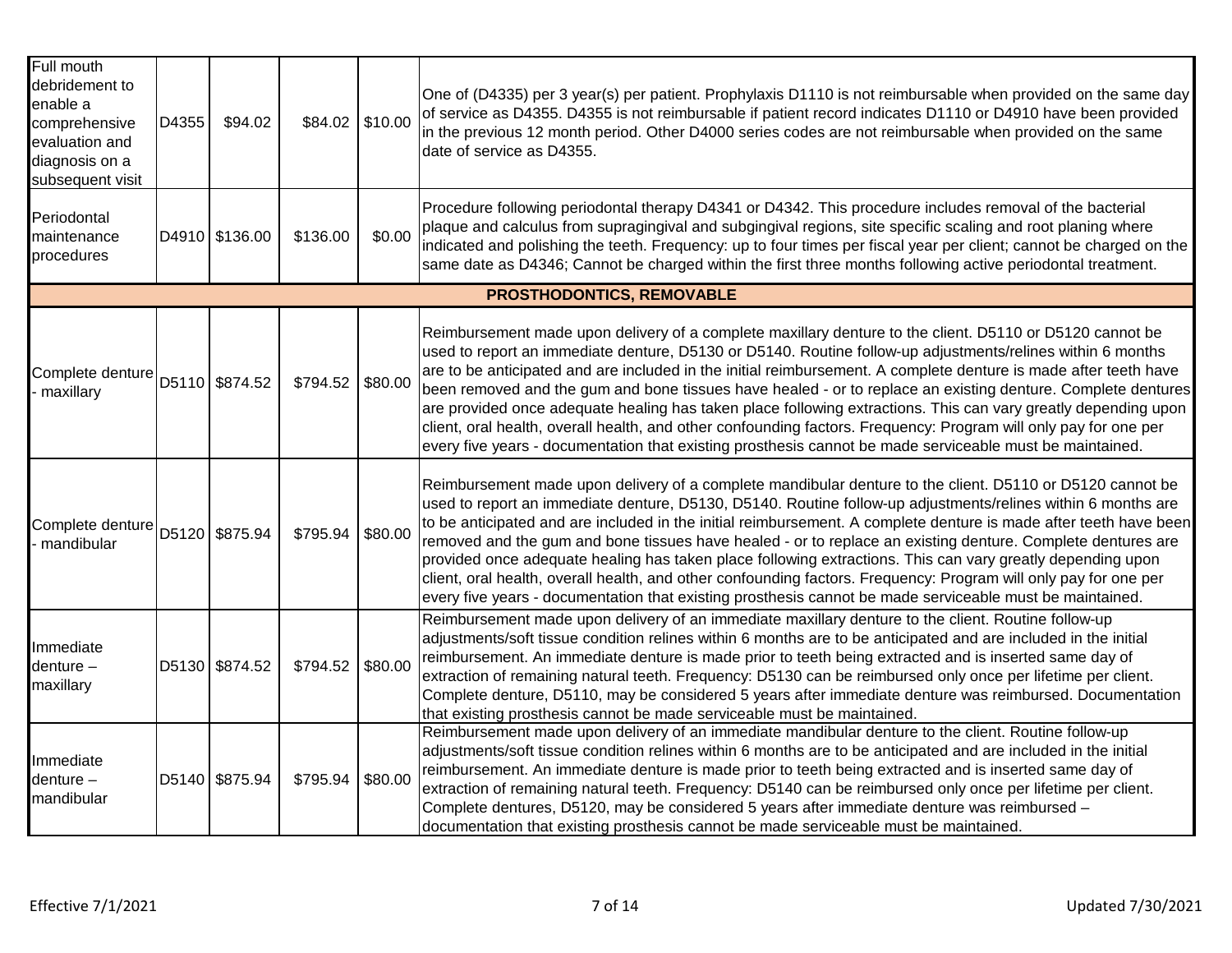| | | | | | |
|---|---|---|---|---|---|
| Full mouth debridement to enable a comprehensive evaluation and diagnosis on a subsequent visit | D4355 | $94.02 | $84.02 | $10.00 | One of (D4335) per 3 year(s) per patient. Prophylaxis D1110 is not reimbursable when provided on the same day of service as D4355. D4355 is not reimbursable if patient record indicates D1110 or D4910 have been provided in the previous 12 month period. Other D4000 series codes are not reimbursable when provided on the same date of service as D4355. |
| Periodontal maintenance procedures | D4910 | $136.00 | $136.00 | $0.00 | Procedure following periodontal therapy D4341 or D4342. This procedure includes removal of the bacterial plaque and calculus from supragingival and subgingival regions, site specific scaling and root planing where indicated and polishing the teeth. Frequency: up to four times per fiscal year per client; cannot be charged on the same date as D4346; Cannot be charged within the first three months following active periodontal treatment. |
| **PROSTHODONTICS, REMOVABLE** | | | | | |
| Complete denture - maxillary | D5110 | $874.52 | $794.52 | $80.00 | Reimbursement made upon delivery of a complete maxillary denture to the client. D5110 or D5120 cannot be used to report an immediate denture, D5130 or D5140. Routine follow-up adjustments/relines within 6 months are to be anticipated and are included in the initial reimbursement. A complete denture is made after teeth have been removed and the gum and bone tissues have healed - or to replace an existing denture. Complete dentures are provided once adequate healing has taken place following extractions. This can vary greatly depending upon client, oral health, overall health, and other confounding factors. Frequency: Program will only pay for one per every five years - documentation that existing prosthesis cannot be made serviceable must be maintained. |
| Complete denture - mandibular | D5120 | $875.94 | $795.94 | $80.00 | Reimbursement made upon delivery of a complete mandibular denture to the client. D5110 or D5120 cannot be used to report an immediate denture, D5130, D5140. Routine follow-up adjustments/relines within 6 months are to be anticipated and are included in the initial reimbursement. A complete denture is made after teeth have been removed and the gum and bone tissues have healed - or to replace an existing denture. Complete dentures are provided once adequate healing has taken place following extractions. This can vary greatly depending upon client, oral health, overall health, and other confounding factors. Frequency: Program will only pay for one per every five years - documentation that existing prosthesis cannot be made serviceable must be maintained. |
| Immediate denture – maxillary | D5130 | $874.52 | $794.52 | $80.00 | Reimbursement made upon delivery of an immediate maxillary denture to the client. Routine follow-up adjustments/soft tissue condition relines within 6 months are to be anticipated and are included in the initial reimbursement. An immediate denture is made prior to teeth being extracted and is inserted same day of extraction of remaining natural teeth. Frequency: D5130 can be reimbursed only once per lifetime per client. Complete denture, D5110, may be considered 5 years after immediate denture was reimbursed. Documentation that existing prosthesis cannot be made serviceable must be maintained. |
| Immediate denture – mandibular | D5140 | $875.94 | $795.94 | $80.00 | Reimbursement made upon delivery of an immediate mandibular denture to the client. Routine follow-up adjustments/soft tissue condition relines within 6 months are to be anticipated and are included in the initial reimbursement. An immediate denture is made prior to teeth being extracted and is inserted same day of extraction of remaining natural teeth. Frequency: D5140 can be reimbursed only once per lifetime per client. Complete dentures, D5120, may be considered 5 years after immediate denture was reimbursed – documentation that existing prosthesis cannot be made serviceable must be maintained. |

Effective 7/1/2021 Updated 7/30/2021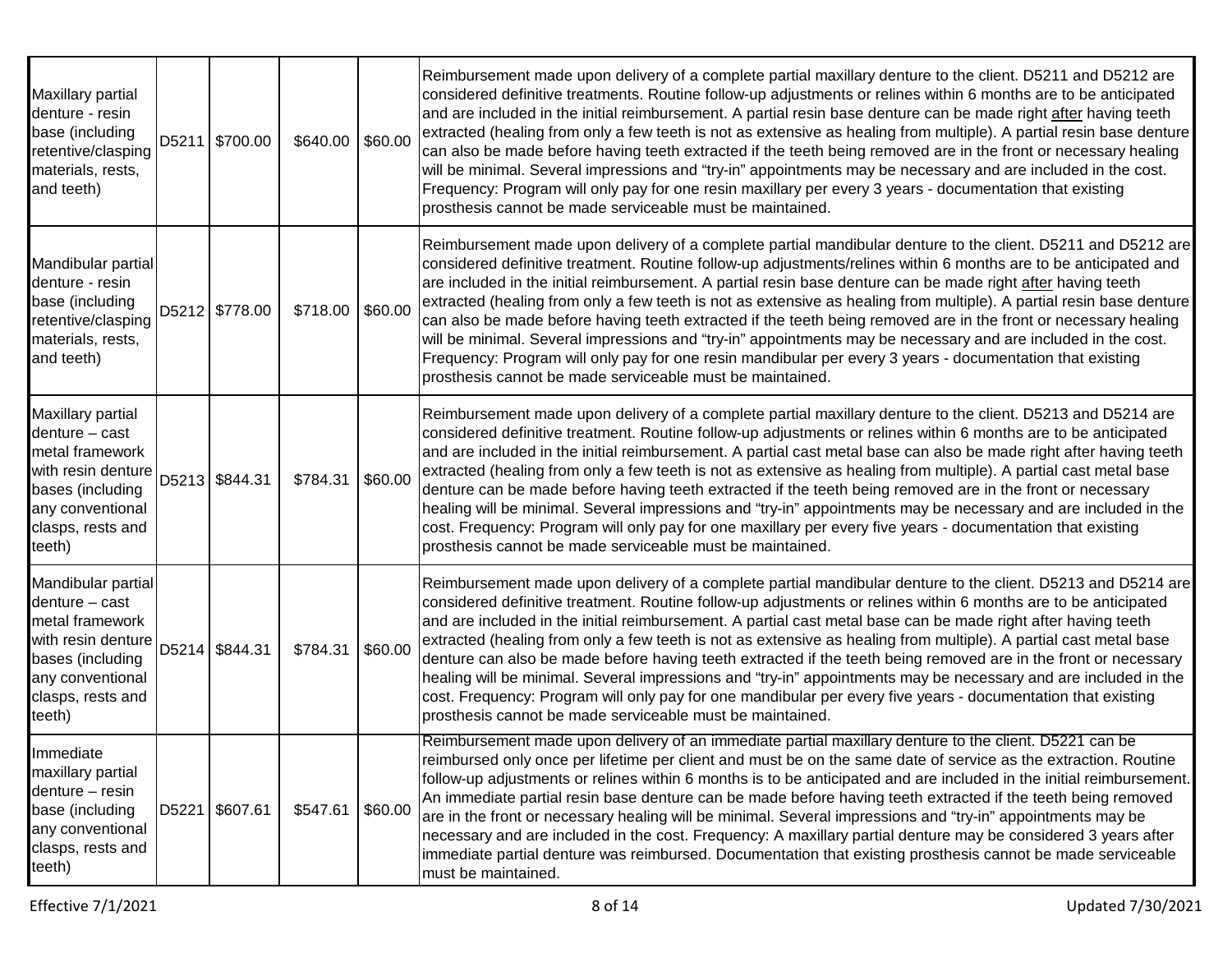| | | | | | |
|---|---|---|---|---|---|
| Maxillary partial denture - resin base (including retentive/clasping materials, rests, and teeth) | D5211 | $700.00 | $640.00 | $60.00 | Reimbursement made upon delivery of a complete partial maxillary denture to the client. D5211 and D5212 are considered definitive treatments. Routine follow-up adjustments or relines within 6 months are to be anticipated and are included in the initial reimbursement. A partial resin base denture can be made right after having teeth extracted (healing from only a few teeth is not as extensive as healing from multiple). A partial resin base denture can also be made before having teeth extracted if the teeth being removed are in the front or necessary healing will be minimal. Several impressions and "try-in" appointments may be necessary and are included in the cost. Frequency: Program will only pay for one resin maxillary per every 3 years - documentation that existing prosthesis cannot be made serviceable must be maintained. |
| Mandibular partial denture - resin base (including retentive/clasping materials, rests, and teeth) | D5212 | $778.00 | $718.00 | $60.00 | Reimbursement made upon delivery of a complete partial mandibular denture to the client. D5211 and D5212 are considered definitive treatment. Routine follow-up adjustments/relines within 6 months are to be anticipated and are included in the initial reimbursement. A partial resin base denture can be made right after having teeth extracted (healing from only a few teeth is not as extensive as healing from multiple). A partial resin base denture can also be made before having teeth extracted if the teeth being removed are in the front or necessary healing will be minimal. Several impressions and "try-in" appointments may be necessary and are included in the cost. Frequency: Program will only pay for one resin mandibular per every 3 years - documentation that existing prosthesis cannot be made serviceable must be maintained. |
| Maxillary partial denture – cast metal framework with resin denture bases (including any conventional clasps, rests and teeth) | D5213 | $844.31 | $784.31 | $60.00 | Reimbursement made upon delivery of a complete partial maxillary denture to the client. D5213 and D5214 are considered definitive treatment. Routine follow-up adjustments or relines within 6 months are to be anticipated and are included in the initial reimbursement. A partial cast metal base can also be made right after having teeth extracted (healing from only a few teeth is not as extensive as healing from multiple). A partial cast metal base denture can be made before having teeth extracted if the teeth being removed are in the front or necessary healing will be minimal. Several impressions and "try-in" appointments may be necessary and are included in the cost. Frequency: Program will only pay for one maxillary per every five years - documentation that existing prosthesis cannot be made serviceable must be maintained. |
| Mandibular partial denture – cast metal framework with resin denture bases (including any conventional clasps, rests and teeth) | D5214 | $844.31 | $784.31 | $60.00 | Reimbursement made upon delivery of a complete partial mandibular denture to the client. D5213 and D5214 are considered definitive treatment. Routine follow-up adjustments or relines within 6 months are to be anticipated and are included in the initial reimbursement. A partial cast metal base can be made right after having teeth extracted (healing from only a few teeth is not as extensive as healing from multiple). A partial cast metal base denture can also be made before having teeth extracted if the teeth being removed are in the front or necessary healing will be minimal. Several impressions and "try-in" appointments may be necessary and are included in the cost. Frequency: Program will only pay for one mandibular per every five years - documentation that existing prosthesis cannot be made serviceable must be maintained. |
| Immediate maxillary partial denture – resin base (including any conventional clasps, rests and teeth) | D5221 | $607.61 | $547.61 | $60.00 | Reimbursement made upon delivery of an immediate partial maxillary denture to the client. D5221 can be reimbursed only once per lifetime per client and must be on the same date of service as the extraction. Routine follow-up adjustments or relines within 6 months is to be anticipated and are included in the initial reimbursement. An immediate partial resin base denture can be made before having teeth extracted if the teeth being removed are in the front or necessary healing will be minimal. Several impressions and "try-in" appointments may be necessary and are included in the cost. Frequency: A maxillary partial denture may be considered 3 years after immediate partial denture was reimbursed. Documentation that existing prosthesis cannot be made serviceable must be maintained. |

Effective 7/1/2021 Updated 7/30/2021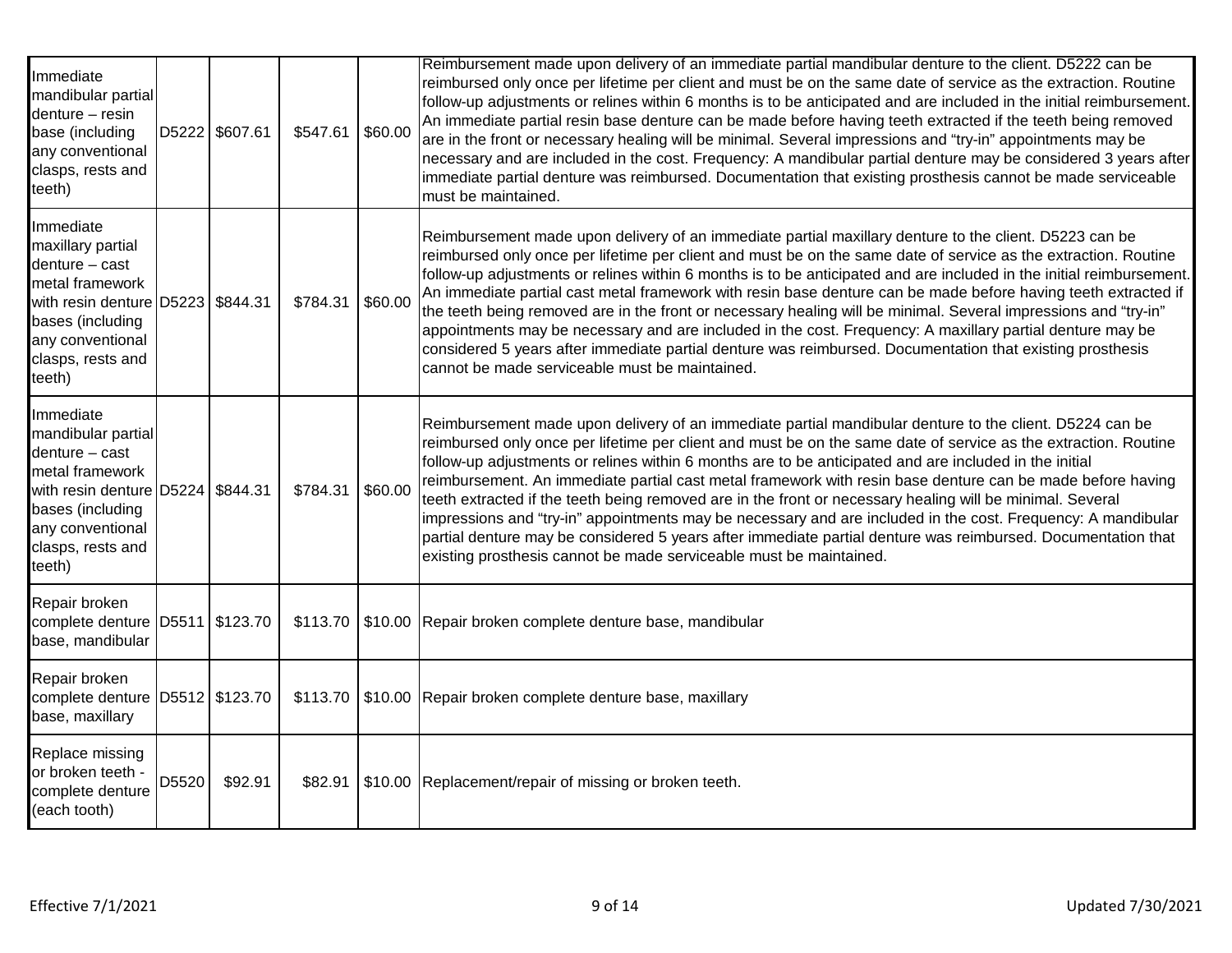| Immediate mandibular partial denture – resin base (including any conventional clasps, rests and teeth) | D5222 | $607.61 | $547.61 | $60.00 | Reimbursement made upon delivery of an immediate partial mandibular denture to the client. D5222 can be reimbursed only once per lifetime per client and must be on the same date of service as the extraction. Routine follow-up adjustments or relines within 6 months is to be anticipated and are included in the initial reimbursement. An immediate partial resin base denture can be made before having teeth extracted if the teeth being removed are in the front or necessary healing will be minimal. Several impressions and "try-in" appointments may be necessary and are included in the cost. Frequency: A mandibular partial denture may be considered 3 years after immediate partial denture was reimbursed. Documentation that existing prosthesis cannot be made serviceable must be maintained. |
|---|---|---|---|---|---|
| Immediate maxillary partial denture – cast metal framework with resin denture bases (including any conventional clasps, rests and teeth) | D5223 | $844.31 | $784.31 | $60.00 | Reimbursement made upon delivery of an immediate partial maxillary denture to the client. D5223 can be reimbursed only once per lifetime per client and must be on the same date of service as the extraction. Routine follow-up adjustments or relines within 6 months is to be anticipated and are included in the initial reimbursement. An immediate partial cast metal framework with resin base denture can be made before having teeth extracted if the teeth being removed are in the front or necessary healing will be minimal. Several impressions and "try-in" appointments may be necessary and are included in the cost. Frequency: A maxillary partial denture may be considered 5 years after immediate partial denture was reimbursed. Documentation that existing prosthesis cannot be made serviceable must be maintained. |
| Immediate mandibular partial denture – cast metal framework with resin denture bases (including any conventional clasps, rests and teeth) | D5224 | $844.31 | $784.31 | $60.00 | Reimbursement made upon delivery of an immediate partial mandibular denture to the client. D5224 can be reimbursed only once per lifetime per client and must be on the same date of service as the extraction. Routine follow-up adjustments or relines within 6 months are to be anticipated and are included in the initial reimbursement. An immediate partial cast metal framework with resin base denture can be made before having teeth extracted if the teeth being removed are in the front or necessary healing will be minimal. Several impressions and "try-in" appointments may be necessary and are included in the cost. Frequency: A mandibular partial denture may be considered 5 years after immediate partial denture was reimbursed. Documentation that existing prosthesis cannot be made serviceable must be maintained. |
| Repair broken complete denture base, mandibular | D5511 | $123.70 | $113.70 | $10.00 | Repair broken complete denture base, mandibular |
| Repair broken complete denture base, maxillary | D5512 | $123.70 | $113.70 | $10.00 | Repair broken complete denture base, maxillary |
| Replace missing or broken teeth - complete denture (each tooth) | D5520 | $92.91 | $82.91 | $10.00 | Replacement/repair of missing or broken teeth. |

Effective 7/1/2021

Updated 7/30/2021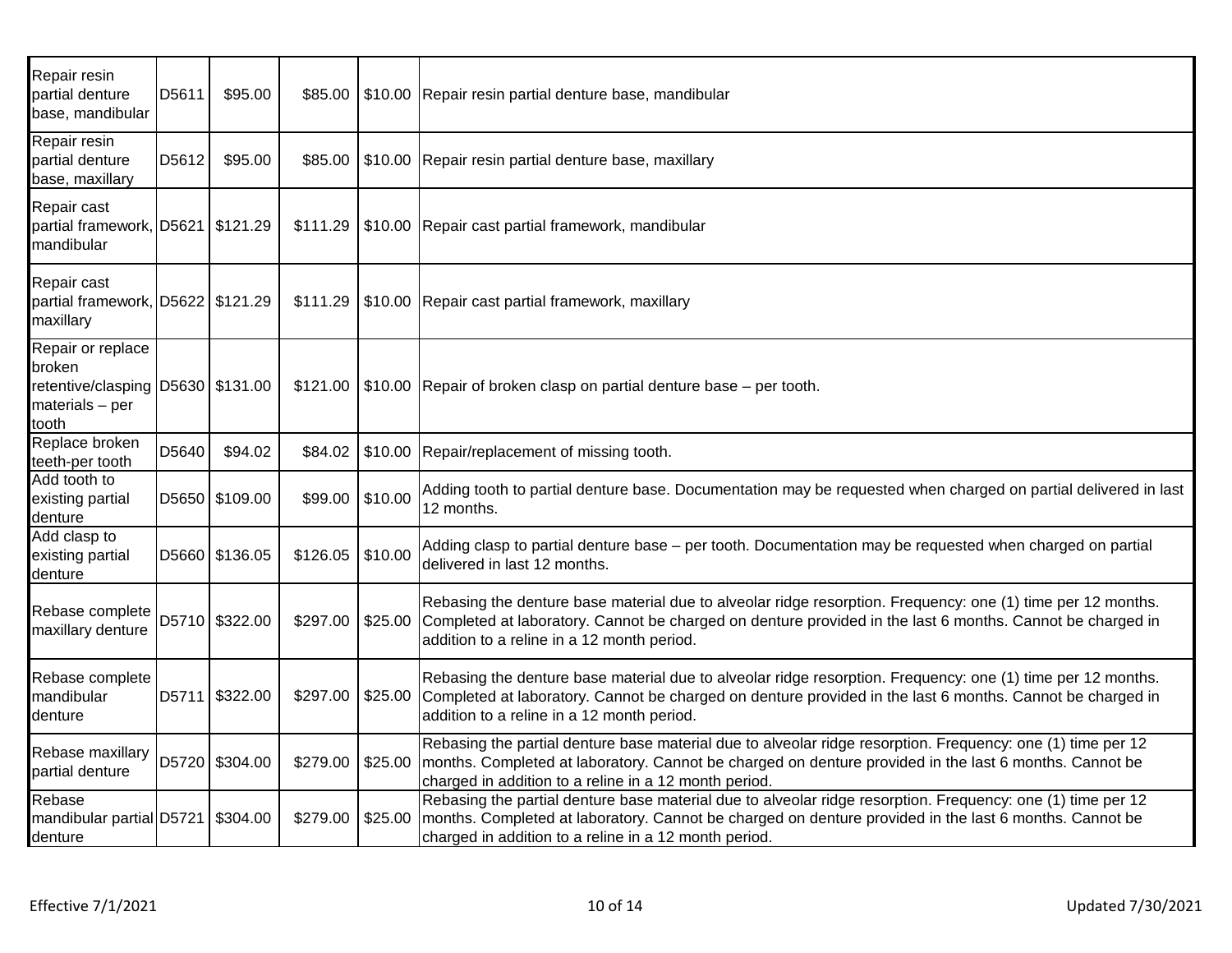| Repair resin partial denture base, mandibular | D5611 | $95.00 | $85.00 | $10.00 | Repair resin partial denture base, mandibular |
|---|---|---|---|---|---|
| Repair resin partial denture base, maxillary | D5612 | $95.00 | $85.00 | $10.00 | Repair resin partial denture base, maxillary |
| Repair cast partial framework, mandibular | D5621 | $121.29 | $111.29 | $10.00 | Repair cast partial framework, mandibular |
| Repair cast partial framework, maxillary | D5622 | $121.29 | $111.29 | $10.00 | Repair cast partial framework, maxillary |
| Repair or replace broken retentive/clasping materials – per tooth | D5630 | $131.00 | $121.00 | $10.00 | Repair of broken clasp on partial denture base – per tooth. |
| Replace broken teeth-per tooth | D5640 | $94.02 | $84.02 | $10.00 | Repair/replacement of missing tooth. |
| Add tooth to existing partial denture | D5650 | $109.00 | $99.00 | $10.00 | Adding tooth to partial denture base. Documentation may be requested when charged on partial delivered in last 12 months. |
| Add clasp to existing partial denture | D5660 | $136.05 | $126.05 | $10.00 | Adding clasp to partial denture base – per tooth. Documentation may be requested when charged on partial delivered in last 12 months. |
| Rebase complete maxillary denture | D5710 | $322.00 | $297.00 | $25.00 | Rebasing the denture base material due to alveolar ridge resorption. Frequency: one (1) time per 12 months. Completed at laboratory. Cannot be charged on denture provided in the last 6 months. Cannot be charged in addition to a reline in a 12 month period. |
| Rebase complete mandibular denture | D5711 | $322.00 | $297.00 | $25.00 | Rebasing the denture base material due to alveolar ridge resorption. Frequency: one (1) time per 12 months. Completed at laboratory. Cannot be charged on denture provided in the last 6 months. Cannot be charged in addition to a reline in a 12 month period. |
| Rebase maxillary partial denture | D5720 | $304.00 | $279.00 | $25.00 | Rebasing the partial denture base material due to alveolar ridge resorption. Frequency: one (1) time per 12 months. Completed at laboratory. Cannot be charged on denture provided in the last 6 months. Cannot be charged in addition to a reline in a 12 month period. |
| Rebase mandibular partial denture | D5721 | $304.00 | $279.00 | $25.00 | Rebasing the partial denture base material due to alveolar ridge resorption. Frequency: one (1) time per 12 months. Completed at laboratory. Cannot be charged on denture provided in the last 6 months. Cannot be charged in addition to a reline in a 12 month period. |

Effective 7/1/2021

Updated 7/30/2021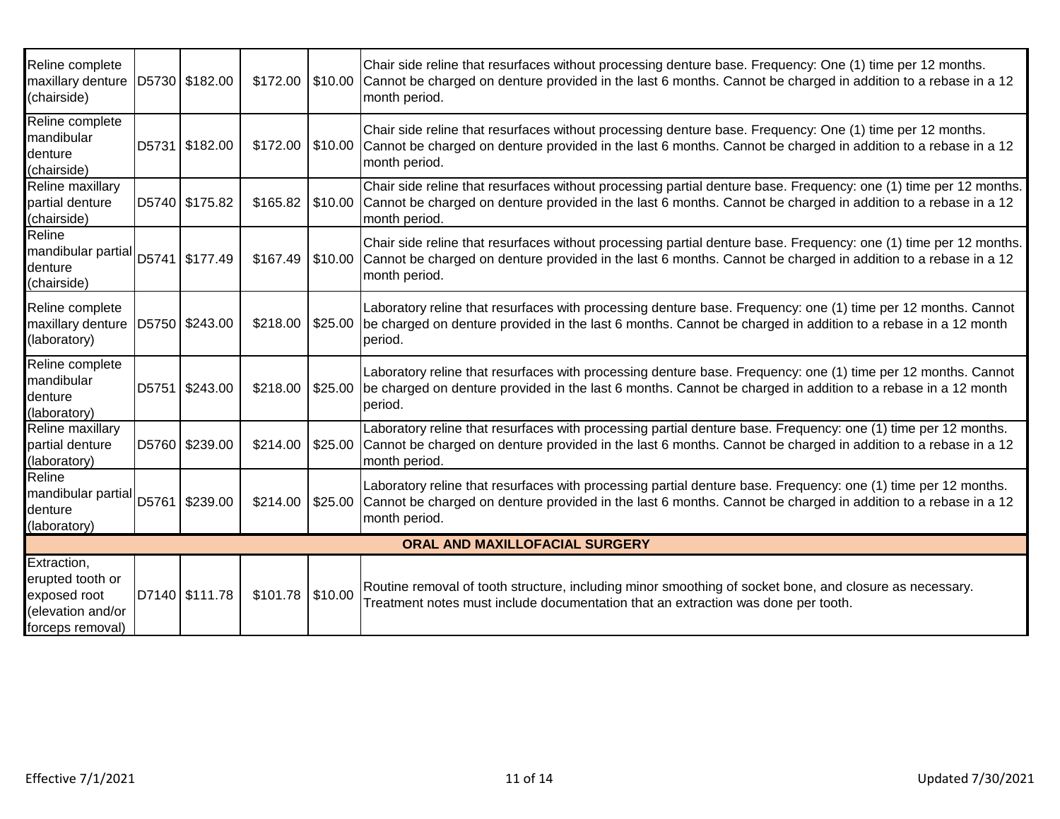| | | | | | |
|---|---|---|---|---|---|
| Reline complete maxillary denture (chairside) | D5730 | $182.00 | $172.00 | $10.00 | Chair side reline that resurfaces without processing denture base. Frequency: One (1) time per 12 months. Cannot be charged on denture provided in the last 6 months. Cannot be charged in addition to a rebase in a 12 month period. |
| Reline complete mandibular denture (chairside) | D5731 | $182.00 | $172.00 | $10.00 | Chair side reline that resurfaces without processing denture base. Frequency: One (1) time per 12 months. Cannot be charged on denture provided in the last 6 months. Cannot be charged in addition to a rebase in a 12 month period. |
| Reline maxillary partial denture (chairside) | D5740 | $175.82 | $165.82 | $10.00 | Chair side reline that resurfaces without processing partial denture base. Frequency: one (1) time per 12 months. Cannot be charged on denture provided in the last 6 months. Cannot be charged in addition to a rebase in a 12 month period. |
| Reline mandibular partial denture (chairside) | D5741 | $177.49 | $167.49 | $10.00 | Chair side reline that resurfaces without processing partial denture base. Frequency: one (1) time per 12 months. Cannot be charged on denture provided in the last 6 months. Cannot be charged in addition to a rebase in a 12 month period. |
| Reline complete maxillary denture (laboratory) | D5750 | $243.00 | $218.00 | $25.00 | Laboratory reline that resurfaces with processing denture base. Frequency: one (1) time per 12 months. Cannot be charged on denture provided in the last 6 months. Cannot be charged in addition to a rebase in a 12 month period. |
| Reline complete mandibular denture (laboratory) | D5751 | $243.00 | $218.00 | $25.00 | Laboratory reline that resurfaces with processing denture base. Frequency: one (1) time per 12 months. Cannot be charged on denture provided in the last 6 months. Cannot be charged in addition to a rebase in a 12 month period. |
| Reline maxillary partial denture (laboratory) | D5760 | $239.00 | $214.00 | $25.00 | Laboratory reline that resurfaces with processing partial denture base. Frequency: one (1) time per 12 months. Cannot be charged on denture provided in the last 6 months. Cannot be charged in addition to a rebase in a 12 month period. |
| Reline mandibular partial denture (laboratory) | D5761 | $239.00 | $214.00 | $25.00 | Laboratory reline that resurfaces with processing partial denture base. Frequency: one (1) time per 12 months. Cannot be charged on denture provided in the last 6 months. Cannot be charged in addition to a rebase in a 12 month period. |
| **ORAL AND MAXILLOFACIAL SURGERY** | | | | | |
| Extraction, erupted tooth or exposed root (elevation and/or forceps removal) | D7140 | $111.78 | $101.78 | $10.00 | Routine removal of tooth structure, including minor smoothing of socket bone, and closure as necessary. Treatment notes must include documentation that an extraction was done per tooth. |

Effective 7/1/2021

Updated 7/30/2021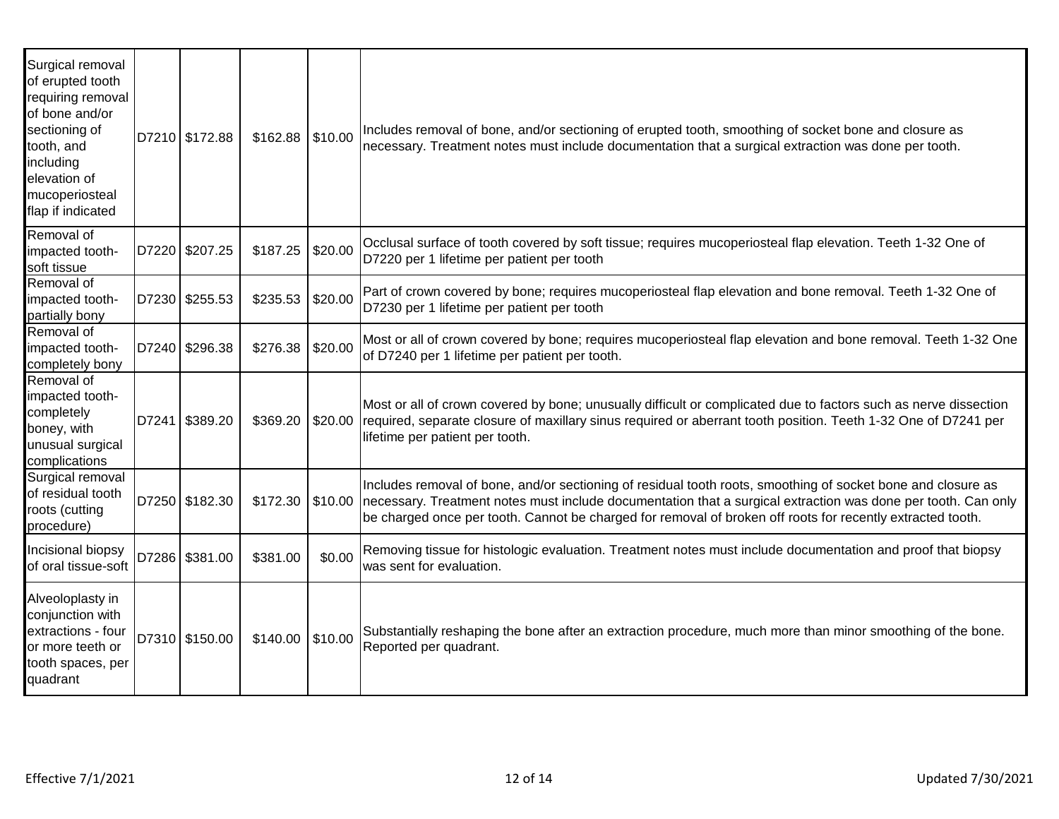| Surgical removal of erupted tooth requiring removal of bone and/or sectioning of tooth, and including elevation of mucoperiosteal flap if indicated | D7210 | $172.88 | $162.88 | $10.00 | Includes removal of bone, and/or sectioning of erupted tooth, smoothing of socket bone and closure as necessary. Treatment notes must include documentation that a surgical extraction was done per tooth. |
|---|---|---|---|---|---|
| Removal of impacted tooth-soft tissue | D7220 | $207.25 | $187.25 | $20.00 | Occlusal surface of tooth covered by soft tissue; requires mucoperiosteal flap elevation. Teeth 1-32 One of D7220 per 1 lifetime per patient per tooth |
| Removal of impacted tooth-partially bony | D7230 | $255.53 | $235.53 | $20.00 | Part of crown covered by bone; requires mucoperiosteal flap elevation and bone removal. Teeth 1-32 One of D7230 per 1 lifetime per patient per tooth |
| Removal of impacted tooth-completely bony | D7240 | $296.38 | $276.38 | $20.00 | Most or all of crown covered by bone; requires mucoperiosteal flap elevation and bone removal. Teeth 1-32 One of D7240 per 1 lifetime per patient per tooth. |
| Removal of impacted tooth-completely boney, with unusual surgical complications | D7241 | $389.20 | $369.20 | $20.00 | Most or all of crown covered by bone; unusually difficult or complicated due to factors such as nerve dissection required, separate closure of maxillary sinus required or aberrant tooth position. Teeth 1-32 One of D7241 per lifetime per patient per tooth. |
| Surgical removal of residual tooth roots (cutting procedure) | D7250 | $182.30 | $172.30 | $10.00 | Includes removal of bone, and/or sectioning of residual tooth roots, smoothing of socket bone and closure as necessary. Treatment notes must include documentation that a surgical extraction was done per tooth. Can only be charged once per tooth. Cannot be charged for removal of broken off roots for recently extracted tooth. |
| Incisional biopsy of oral tissue-soft | D7286 | $381.00 | $381.00 | $0.00 | Removing tissue for histologic evaluation. Treatment notes must include documentation and proof that biopsy was sent for evaluation. |
| Alveoloplasty in conjunction with extractions - four or more teeth or tooth spaces, per quadrant | D7310 | $150.00 | $140.00 | $10.00 | Substantially reshaping the bone after an extraction procedure, much more than minor smoothing of the bone. Reported per quadrant. |

Effective 7/1/2021

Updated 7/30/2021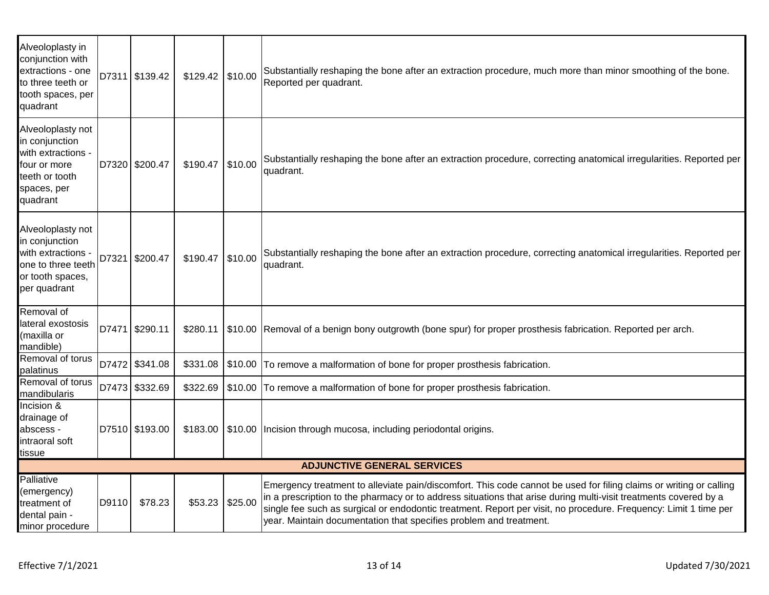| | | | | | |
|---|---|---|---|---|---|
| Alveoloplasty in conjunction with extractions - one to three teeth or tooth spaces, per quadrant | D7311 | $139.42 | $129.42 | $10.00 | Substantially reshaping the bone after an extraction procedure, much more than minor smoothing of the bone. Reported per quadrant. |
| Alveoloplasty not in conjunction with extractions - four or more teeth or tooth spaces, per quadrant | D7320 | $200.47 | $190.47 | $10.00 | Substantially reshaping the bone after an extraction procedure, correcting anatomical irregularities. Reported per quadrant. |
| Alveoloplasty not in conjunction with extractions - one to three teeth or tooth spaces, per quadrant | D7321 | $200.47 | $190.47 | $10.00 | Substantially reshaping the bone after an extraction procedure, correcting anatomical irregularities. Reported per quadrant. |
| Removal of lateral exostosis (maxilla or mandible) | D7471 | $290.11 | $280.11 | $10.00 | Removal of a benign bony outgrowth (bone spur) for proper prosthesis fabrication. Reported per arch. |
| Removal of torus palatinus | D7472 | $341.08 | $331.08 | $10.00 | To remove a malformation of bone for proper prosthesis fabrication. |
| Removal of torus mandibularis | D7473 | $332.69 | $322.69 | $10.00 | To remove a malformation of bone for proper prosthesis fabrication. |
| Incision & drainage of abscess - intraoral soft tissue | D7510 | $193.00 | $183.00 | $10.00 | Incision through mucosa, including periodontal origins. |
| **ADJUNCTIVE GENERAL SERVICES** | | | | | |
| Palliative (emergency) treatment of dental pain - minor procedure | D9110 | $78.23 | $53.23 | $25.00 | Emergency treatment to alleviate pain/discomfort. This code cannot be used for filing claims or writing or calling in a prescription to the pharmacy or to address situations that arise during multi-visit treatments covered by a single fee such as surgical or endodontic treatment. Report per visit, no procedure. Frequency: Limit 1 time per year. Maintain documentation that specifies problem and treatment. |

Effective 7/1/2021

Updated 7/30/2021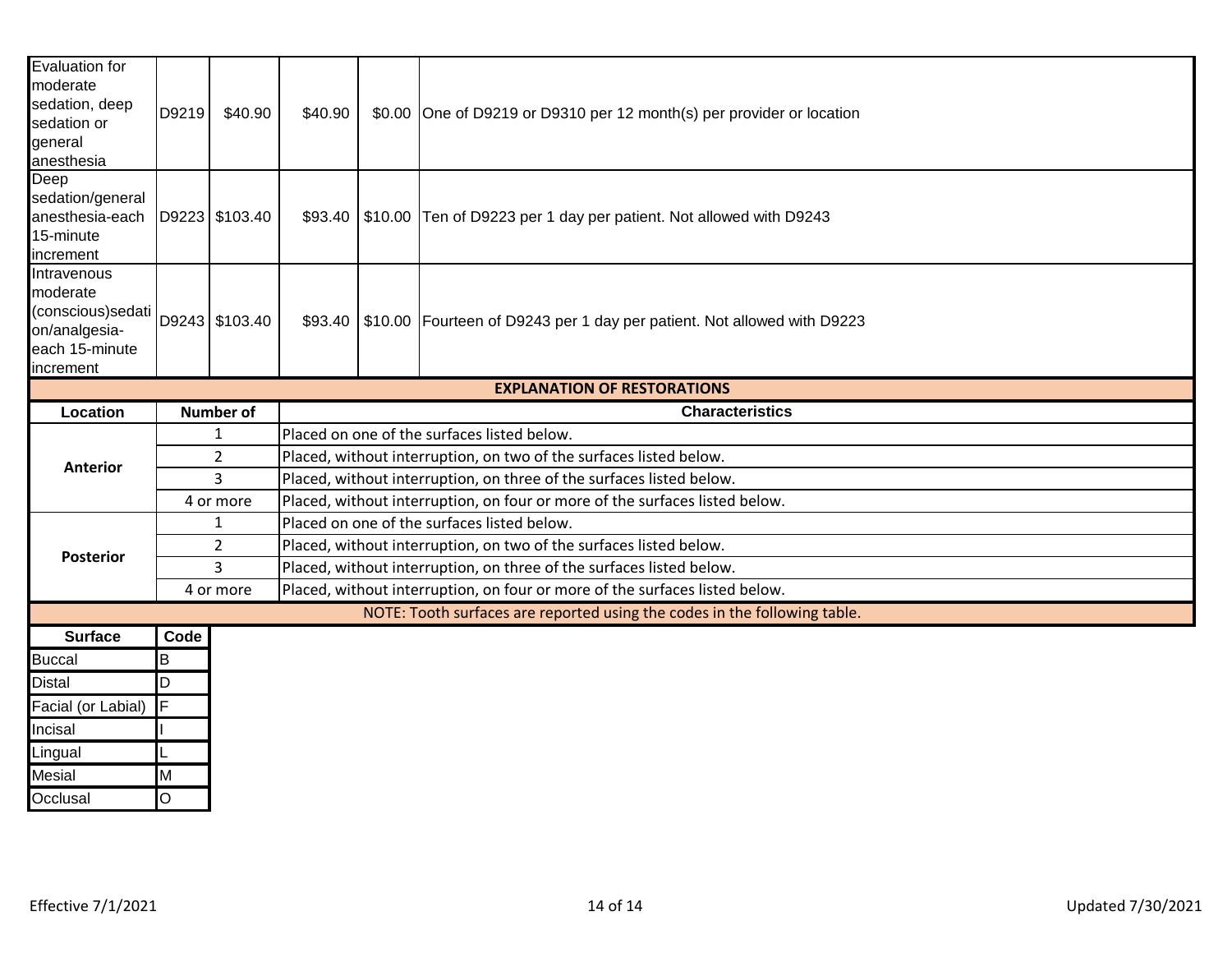| | | | | | |
|---|---|---|---|---|---|
| Evaluation for moderate sedation, deep sedation or general anesthesia | D9219 | $40.90 | $40.90 | $0.00 | One of D9219 or D9310 per 12 month(s) per provider or location |
| Deep sedation/general anesthesia-each 15-minute increment | D9223 | $103.40 | $93.40 | $10.00 | Ten of D9223 per 1 day per patient. Not allowed with D9243 |
| Intravenous moderate (conscious)sedation/analgesia-each 15-minute increment | D9243 | $103.40 | $93.40 | $10.00 | Fourteen of D9243 per 1 day per patient. Not allowed with D9223 |

**EXPLANATION OF RESTORATIONS**

| Location | Number of | Characteristics |
|---|---|---|
| Anterior | 1 | Placed on one of the surfaces listed below. |
| | 2 | Placed, without interruption, on two of the surfaces listed below. |
| | 3 | Placed, without interruption, on three of the surfaces listed below. |
| | 4 or more | Placed, without interruption, on four or more of the surfaces listed below. |
| Posterior | 1 | Placed on one of the surfaces listed below. |
| | 2 | Placed, without interruption, on two of the surfaces listed below. |
| | 3 | Placed, without interruption, on three of the surfaces listed below. |
| | 4 or more | Placed, without interruption, on four or more of the surfaces listed below. |

NOTE: Tooth surfaces are reported using the codes in the following table.

| Surface | Code |
|---|---|
| Buccal | B |
| Distal | D |
| Facial (or Labial) | F |
| Incisal | I |
| Lingual | L |
| Mesial | M |
| Occlusal | O |

Effective 7/1/2021

Updated 7/30/2021